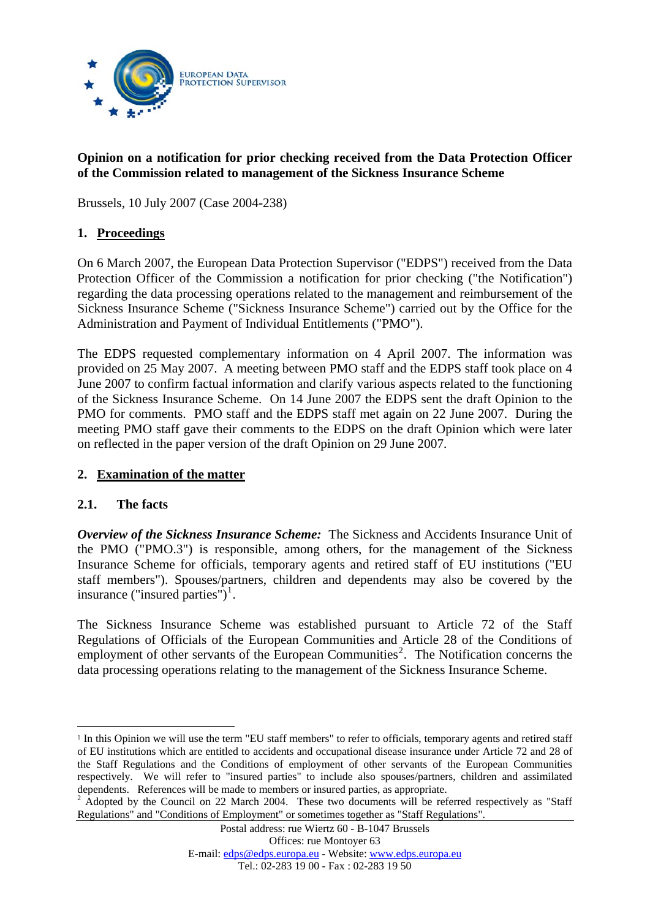EUROPEAN DATA PROTECTION SUPERVISOR

**Opinion on a notification for prior checking received from the Data Protection Officer of the Commission related to management of the Sickness Insurance Scheme**

Brussels, 10 July 2007 (Case 2004-238)

## 1. Proceedings

On 6 March 2007, the European Data Protection Supervisor ("EDPS") received from the Data Protection Officer of the Commission a notification for prior checking ("the Notification") regarding the data processing operations related to the management and reimbursement of the Sickness Insurance Scheme ("Sickness Insurance Scheme") carried out by the Office for the Administration and Payment of Individual Entitlements ("PMO").

The EDPS requested complementary information on 4 April 2007. The information was provided on 25 May 2007. A meeting between PMO staff and the EDPS staff took place on 4 June 2007 to confirm factual information and clarify various aspects related to the functioning of the Sickness Insurance Scheme. On 14 June 2007 the EDPS sent the draft Opinion to the PMO for comments. PMO staff and the EDPS staff met again on 22 June 2007. During the meeting PMO staff gave their comments to the EDPS on the draft Opinion which were later on reflected in the paper version of the draft Opinion on 29 June 2007.

## 2. Examination of the matter

### 2.1. The facts

***Overview of the Sickness Insurance Scheme:*** The Sickness and Accidents Insurance Unit of the PMO ("PMO.3") is responsible, among others, for the management of the Sickness Insurance Scheme for officials, temporary agents and retired staff of EU institutions ("EU staff members"). Spouses/partners, children and dependents may also be covered by the insurance ("insured parties")[1].

The Sickness Insurance Scheme was established pursuant to Article 72 of the Staff Regulations of Officials of the European Communities and Article 28 of the Conditions of employment of other servants of the European Communities[2]. The Notification concerns the data processing operations relating to the management of the Sickness Insurance Scheme.

---

[1] In this Opinion we will use the term "EU staff members" to refer to officials, temporary agents and retired staff of EU institutions which are entitled to accidents and occupational disease insurance under Article 72 and 28 of the Staff Regulations and the Conditions of employment of other servants of the European Communities respectively. We will refer to "insured parties" to include also spouses/partners, children and assimilated dependents. References will be made to members or insured parties, as appropriate.

[2] Adopted by the Council on 22 March 2004. These two documents will be referred respectively as "Staff Regulations" and "Conditions of Employment" or sometimes together as "Staff Regulations".

Postal address: rue Wiertz 60 - B-1047 Brussels
Offices: rue Montoyer 63
E-mail: edps@edps.europa.eu - Website: www.edps.europa.eu
Tel.: 02-283 19 00 - Fax : 02-283 19 50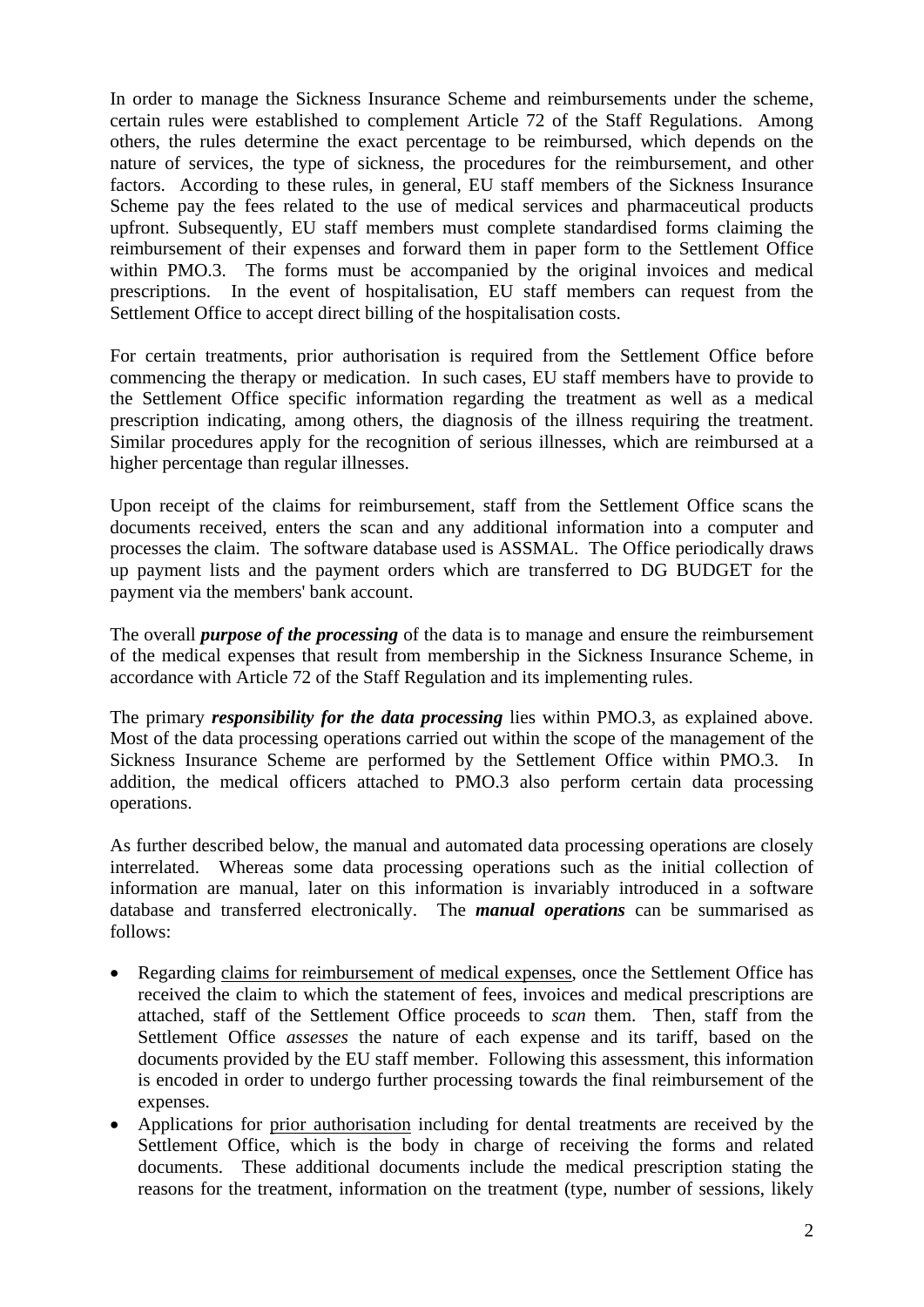In order to manage the Sickness Insurance Scheme and reimbursements under the scheme, certain rules were established to complement Article 72 of the Staff Regulations. Among others, the rules determine the exact percentage to be reimbursed, which depends on the nature of services, the type of sickness, the procedures for the reimbursement, and other factors. According to these rules, in general, EU staff members of the Sickness Insurance Scheme pay the fees related to the use of medical services and pharmaceutical products upfront. Subsequently, EU staff members must complete standardised forms claiming the reimbursement of their expenses and forward them in paper form to the Settlement Office within PMO.3. The forms must be accompanied by the original invoices and medical prescriptions. In the event of hospitalisation, EU staff members can request from the Settlement Office to accept direct billing of the hospitalisation costs.

For certain treatments, prior authorisation is required from the Settlement Office before commencing the therapy or medication. In such cases, EU staff members have to provide to the Settlement Office specific information regarding the treatment as well as a medical prescription indicating, among others, the diagnosis of the illness requiring the treatment. Similar procedures apply for the recognition of serious illnesses, which are reimbursed at a higher percentage than regular illnesses.

Upon receipt of the claims for reimbursement, staff from the Settlement Office scans the documents received, enters the scan and any additional information into a computer and processes the claim. The software database used is ASSMAL. The Office periodically draws up payment lists and the payment orders which are transferred to DG BUDGET for the payment via the members' bank account.

The overall ***purpose of the processing*** of the data is to manage and ensure the reimbursement of the medical expenses that result from membership in the Sickness Insurance Scheme, in accordance with Article 72 of the Staff Regulation and its implementing rules.

The primary ***responsibility for the data processing*** lies within PMO.3, as explained above. Most of the data processing operations carried out within the scope of the management of the Sickness Insurance Scheme are performed by the Settlement Office within PMO.3. In addition, the medical officers attached to PMO.3 also perform certain data processing operations.

As further described below, the manual and automated data processing operations are closely interrelated. Whereas some data processing operations such as the initial collection of information are manual, later on this information is invariably introduced in a software database and transferred electronically. The ***manual operations*** can be summarised as follows:

- Regarding claims for reimbursement of medical expenses, once the Settlement Office has received the claim to which the statement of fees, invoices and medical prescriptions are attached, staff of the Settlement Office proceeds to *scan* them. Then, staff from the Settlement Office *assesses* the nature of each expense and its tariff, based on the documents provided by the EU staff member. Following this assessment, this information is encoded in order to undergo further processing towards the final reimbursement of the expenses.
- Applications for prior authorisation including for dental treatments are received by the Settlement Office, which is the body in charge of receiving the forms and related documents. These additional documents include the medical prescription stating the reasons for the treatment, information on the treatment (type, number of sessions, likely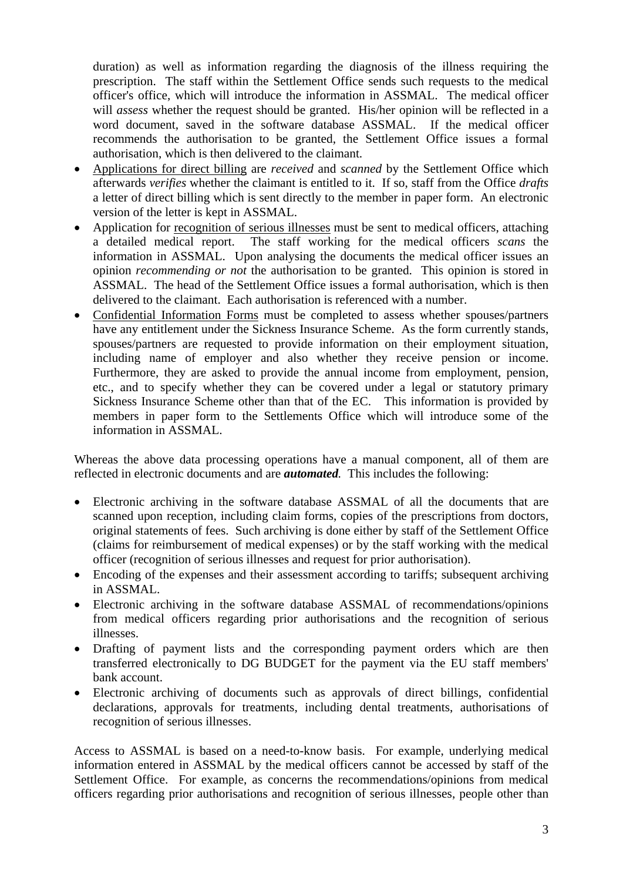duration) as well as information regarding the diagnosis of the illness requiring the prescription. The staff within the Settlement Office sends such requests to the medical officer's office, which will introduce the information in ASSMAL. The medical officer will *assess* whether the request should be granted. His/her opinion will be reflected in a word document, saved in the software database ASSMAL. If the medical officer recommends the authorisation to be granted, the Settlement Office issues a formal authorisation, which is then delivered to the claimant.

- Applications for direct billing are *received* and *scanned* by the Settlement Office which afterwards *verifies* whether the claimant is entitled to it. If so, staff from the Office *drafts* a letter of direct billing which is sent directly to the member in paper form. An electronic version of the letter is kept in ASSMAL.
- Application for recognition of serious illnesses must be sent to medical officers, attaching a detailed medical report. The staff working for the medical officers *scans* the information in ASSMAL. Upon analysing the documents the medical officer issues an opinion *recommending or not* the authorisation to be granted. This opinion is stored in ASSMAL. The head of the Settlement Office issues a formal authorisation, which is then delivered to the claimant. Each authorisation is referenced with a number.
- Confidential Information Forms must be completed to assess whether spouses/partners have any entitlement under the Sickness Insurance Scheme. As the form currently stands, spouses/partners are requested to provide information on their employment situation, including name of employer and also whether they receive pension or income. Furthermore, they are asked to provide the annual income from employment, pension, etc., and to specify whether they can be covered under a legal or statutory primary Sickness Insurance Scheme other than that of the EC. This information is provided by members in paper form to the Settlements Office which will introduce some of the information in ASSMAL.

Whereas the above data processing operations have a manual component, all of them are reflected in electronic documents and are ***automated***. This includes the following:

- Electronic archiving in the software database ASSMAL of all the documents that are scanned upon reception, including claim forms, copies of the prescriptions from doctors, original statements of fees. Such archiving is done either by staff of the Settlement Office (claims for reimbursement of medical expenses) or by the staff working with the medical officer (recognition of serious illnesses and request for prior authorisation).
- Encoding of the expenses and their assessment according to tariffs; subsequent archiving in ASSMAL.
- Electronic archiving in the software database ASSMAL of recommendations/opinions from medical officers regarding prior authorisations and the recognition of serious illnesses.
- Drafting of payment lists and the corresponding payment orders which are then transferred electronically to DG BUDGET for the payment via the EU staff members' bank account.
- Electronic archiving of documents such as approvals of direct billings, confidential declarations, approvals for treatments, including dental treatments, authorisations of recognition of serious illnesses.

Access to ASSMAL is based on a need-to-know basis. For example, underlying medical information entered in ASSMAL by the medical officers cannot be accessed by staff of the Settlement Office. For example, as concerns the recommendations/opinions from medical officers regarding prior authorisations and recognition of serious illnesses, people other than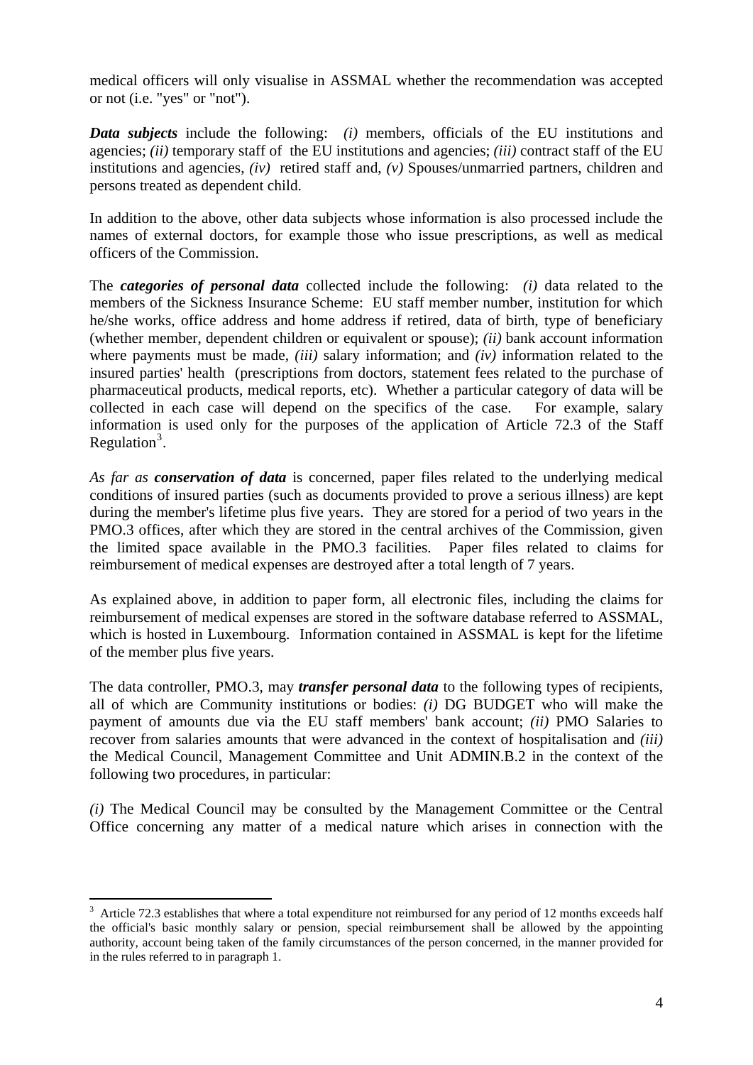medical officers will only visualise in ASSMAL whether the recommendation was accepted or not (i.e. "yes" or "not").

***Data subjects*** include the following: *(i)* members, officials of the EU institutions and agencies; *(ii)* temporary staff of the EU institutions and agencies; *(iii)* contract staff of the EU institutions and agencies, *(iv)* retired staff and, *(v)* Spouses/unmarried partners, children and persons treated as dependent child.

In addition to the above, other data subjects whose information is also processed include the names of external doctors, for example those who issue prescriptions, as well as medical officers of the Commission.

The ***categories of personal data*** collected include the following: *(i)* data related to the members of the Sickness Insurance Scheme: EU staff member number, institution for which he/she works, office address and home address if retired, data of birth, type of beneficiary (whether member, dependent children or equivalent or spouse); *(ii)* bank account information where payments must be made, *(iii)* salary information; and *(iv)* information related to the insured parties' health (prescriptions from doctors, statement fees related to the purchase of pharmaceutical products, medical reports, etc). Whether a particular category of data will be collected in each case will depend on the specifics of the case. For example, salary information is used only for the purposes of the application of Article 72.3 of the Staff Regulation[3].

*As far as* ***conservation of data*** is concerned, paper files related to the underlying medical conditions of insured parties (such as documents provided to prove a serious illness) are kept during the member's lifetime plus five years. They are stored for a period of two years in the PMO.3 offices, after which they are stored in the central archives of the Commission, given the limited space available in the PMO.3 facilities. Paper files related to claims for reimbursement of medical expenses are destroyed after a total length of 7 years.

As explained above, in addition to paper form, all electronic files, including the claims for reimbursement of medical expenses are stored in the software database referred to ASSMAL, which is hosted in Luxembourg. Information contained in ASSMAL is kept for the lifetime of the member plus five years.

The data controller, PMO.3, may ***transfer personal data*** to the following types of recipients, all of which are Community institutions or bodies: *(i)* DG BUDGET who will make the payment of amounts due via the EU staff members' bank account; *(ii)* PMO Salaries to recover from salaries amounts that were advanced in the context of hospitalisation and *(iii)* the Medical Council, Management Committee and Unit ADMIN.B.2 in the context of the following two procedures, in particular:

*(i)* The Medical Council may be consulted by the Management Committee or the Central Office concerning any matter of a medical nature which arises in connection with the

---

[3] Article 72.3 establishes that where a total expenditure not reimbursed for any period of 12 months exceeds half the official's basic monthly salary or pension, special reimbursement shall be allowed by the appointing authority, account being taken of the family circumstances of the person concerned, in the manner provided for in the rules referred to in paragraph 1.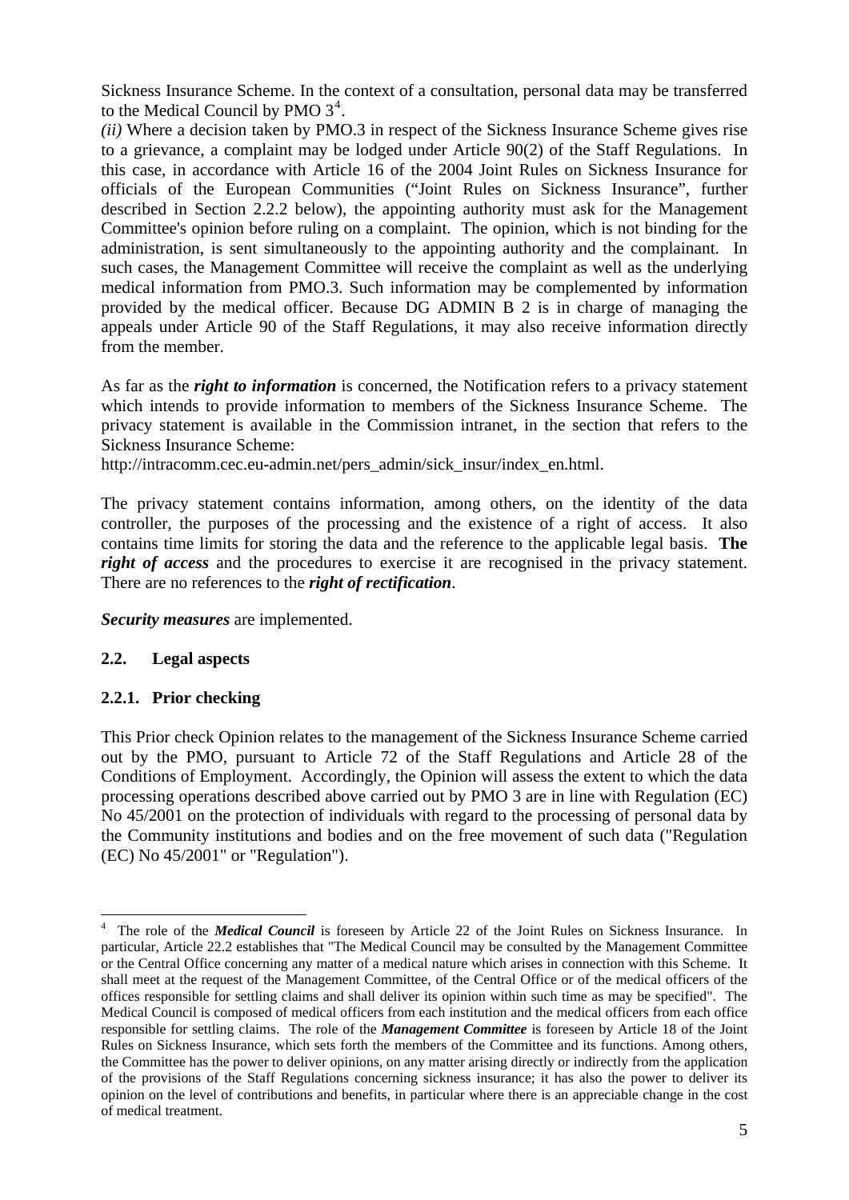Sickness Insurance Scheme. In the context of a consultation, personal data may be transferred to the Medical Council by PMO 3[4].

*(ii)* Where a decision taken by PMO.3 in respect of the Sickness Insurance Scheme gives rise to a grievance, a complaint may be lodged under Article 90(2) of the Staff Regulations. In this case, in accordance with Article 16 of the 2004 Joint Rules on Sickness Insurance for officials of the European Communities ("Joint Rules on Sickness Insurance", further described in Section 2.2.2 below), the appointing authority must ask for the Management Committee's opinion before ruling on a complaint. The opinion, which is not binding for the administration, is sent simultaneously to the appointing authority and the complainant. In such cases, the Management Committee will receive the complaint as well as the underlying medical information from PMO.3. Such information may be complemented by information provided by the medical officer. Because DG ADMIN B 2 is in charge of managing the appeals under Article 90 of the Staff Regulations, it may also receive information directly from the member.

As far as the ***right to information*** is concerned, the Notification refers to a privacy statement which intends to provide information to members of the Sickness Insurance Scheme. The privacy statement is available in the Commission intranet, in the section that refers to the Sickness Insurance Scheme:
http://intracomm.cec.eu-admin.net/pers_admin/sick_insur/index_en.html.

The privacy statement contains information, among others, on the identity of the data controller, the purposes of the processing and the existence of a right of access. It also contains time limits for storing the data and the reference to the applicable legal basis. **The *right of access*** and the procedures to exercise it are recognised in the privacy statement. There are no references to the ***right of rectification***.

***Security measures*** are implemented.

## 2.2. Legal aspects

### 2.2.1. Prior checking

This Prior check Opinion relates to the management of the Sickness Insurance Scheme carried out by the PMO, pursuant to Article 72 of the Staff Regulations and Article 28 of the Conditions of Employment. Accordingly, the Opinion will assess the extent to which the data processing operations described above carried out by PMO 3 are in line with Regulation (EC) No 45/2001 on the protection of individuals with regard to the processing of personal data by the Community institutions and bodies and on the free movement of such data ("Regulation (EC) No 45/2001" or "Regulation").

---

[4] The role of the ***Medical Council*** is foreseen by Article 22 of the Joint Rules on Sickness Insurance. In particular, Article 22.2 establishes that "The Medical Council may be consulted by the Management Committee or the Central Office concerning any matter of a medical nature which arises in connection with this Scheme. It shall meet at the request of the Management Committee, of the Central Office or of the medical officers of the offices responsible for settling claims and shall deliver its opinion within such time as may be specified". The Medical Council is composed of medical officers from each institution and the medical officers from each office responsible for settling claims. The role of the ***Management Committee*** is foreseen by Article 18 of the Joint Rules on Sickness Insurance, which sets forth the members of the Committee and its functions. Among others, the Committee has the power to deliver opinions, on any matter arising directly or indirectly from the application of the provisions of the Staff Regulations concerning sickness insurance; it has also the power to deliver its opinion on the level of contributions and benefits, in particular where there is an appreciable change in the cost of medical treatment.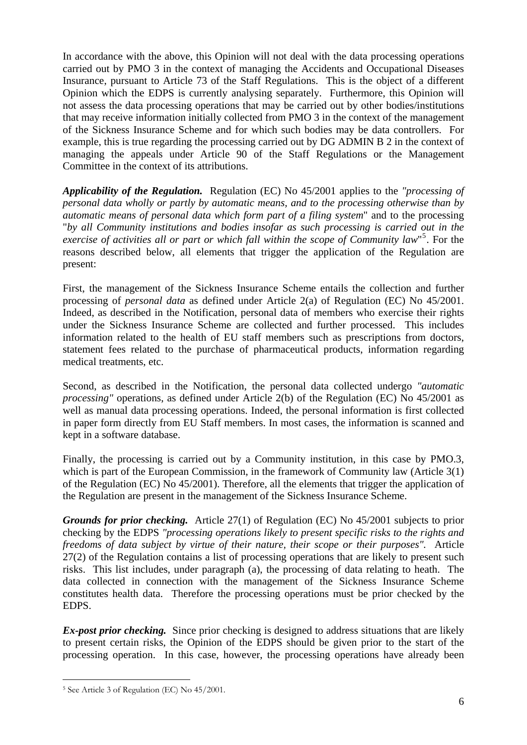In accordance with the above, this Opinion will not deal with the data processing operations carried out by PMO 3 in the context of managing the Accidents and Occupational Diseases Insurance, pursuant to Article 73 of the Staff Regulations. This is the object of a different Opinion which the EDPS is currently analysing separately. Furthermore, this Opinion will not assess the data processing operations that may be carried out by other bodies/institutions that may receive information initially collected from PMO 3 in the context of the management of the Sickness Insurance Scheme and for which such bodies may be data controllers. For example, this is true regarding the processing carried out by DG ADMIN B 2 in the context of managing the appeals under Article 90 of the Staff Regulations or the Management Committee in the context of its attributions.

***Applicability of the Regulation.*** Regulation (EC) No 45/2001 applies to the *"processing of personal data wholly or partly by automatic means, and to the processing otherwise than by automatic means of personal data which form part of a filing system*" and to the processing "*by all Community institutions and bodies insofar as such processing is carried out in the exercise of activities all or part or which fall within the scope of Community law*"[5]. For the reasons described below, all elements that trigger the application of the Regulation are present:

First, the management of the Sickness Insurance Scheme entails the collection and further processing of *personal data* as defined under Article 2(a) of Regulation (EC) No 45/2001. Indeed, as described in the Notification, personal data of members who exercise their rights under the Sickness Insurance Scheme are collected and further processed. This includes information related to the health of EU staff members such as prescriptions from doctors, statement fees related to the purchase of pharmaceutical products, information regarding medical treatments, etc.

Second, as described in the Notification, the personal data collected undergo *"automatic processing"* operations, as defined under Article 2(b) of the Regulation (EC) No 45/2001 as well as manual data processing operations. Indeed, the personal information is first collected in paper form directly from EU Staff members. In most cases, the information is scanned and kept in a software database.

Finally, the processing is carried out by a Community institution, in this case by PMO.3, which is part of the European Commission, in the framework of Community law (Article 3(1) of the Regulation (EC) No 45/2001). Therefore, all the elements that trigger the application of the Regulation are present in the management of the Sickness Insurance Scheme.

***Grounds for prior checking.*** Article 27(1) of Regulation (EC) No 45/2001 subjects to prior checking by the EDPS *"processing operations likely to present specific risks to the rights and freedoms of data subject by virtue of their nature, their scope or their purposes".* Article 27(2) of the Regulation contains a list of processing operations that are likely to present such risks. This list includes, under paragraph (a), the processing of data relating to heath. The data collected in connection with the management of the Sickness Insurance Scheme constitutes health data. Therefore the processing operations must be prior checked by the EDPS.

***Ex-post prior checking.*** Since prior checking is designed to address situations that are likely to present certain risks, the Opinion of the EDPS should be given prior to the start of the processing operation. In this case, however, the processing operations have already been

[5] See Article 3 of Regulation (EC) No 45/2001.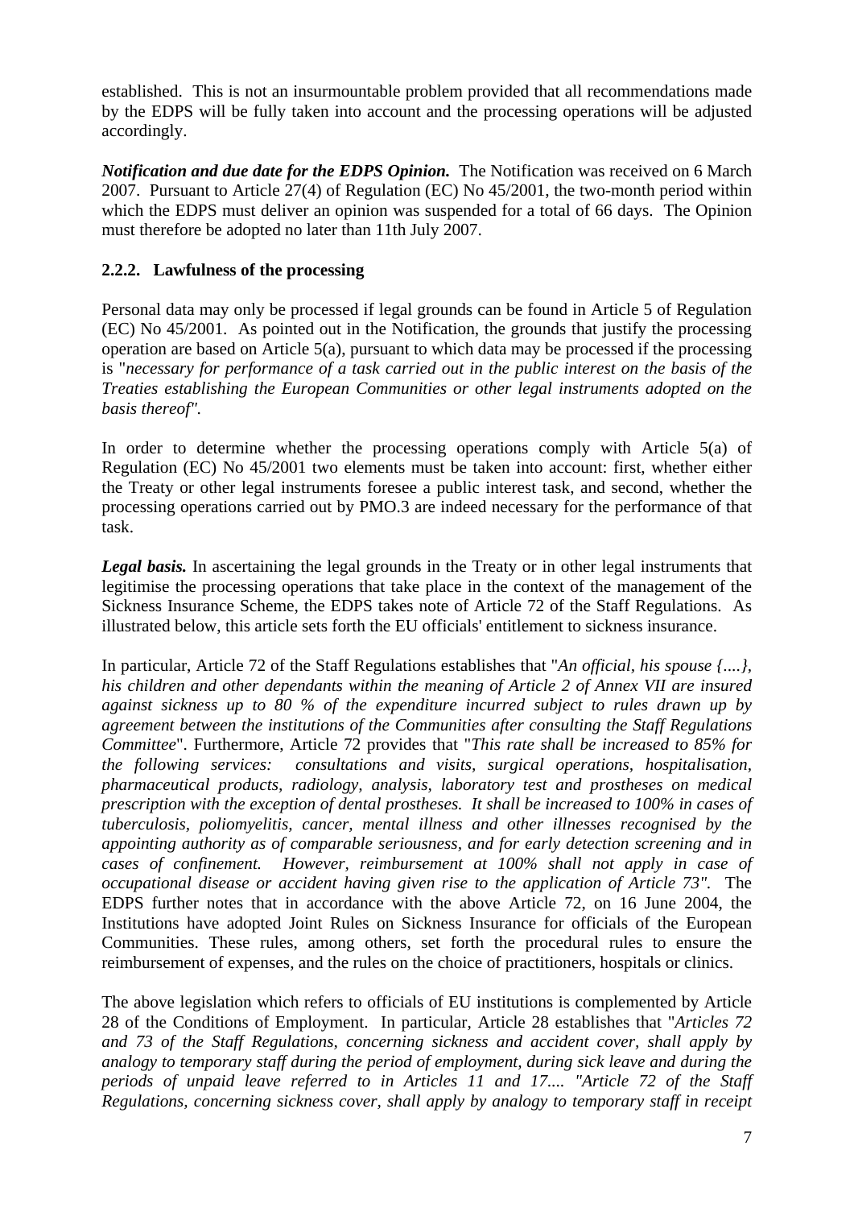established. This is not an insurmountable problem provided that all recommendations made by the EDPS will be fully taken into account and the processing operations will be adjusted accordingly.

***Notification and due date for the EDPS Opinion.*** The Notification was received on 6 March 2007. Pursuant to Article 27(4) of Regulation (EC) No 45/2001, the two-month period within which the EDPS must deliver an opinion was suspended for a total of 66 days. The Opinion must therefore be adopted no later than 11th July 2007.

### 2.2.2. Lawfulness of the processing

Personal data may only be processed if legal grounds can be found in Article 5 of Regulation (EC) No 45/2001. As pointed out in the Notification, the grounds that justify the processing operation are based on Article 5(a), pursuant to which data may be processed if the processing is "*necessary for performance of a task carried out in the public interest on the basis of the Treaties establishing the European Communities or other legal instruments adopted on the basis thereof".*

In order to determine whether the processing operations comply with Article 5(a) of Regulation (EC) No 45/2001 two elements must be taken into account: first, whether either the Treaty or other legal instruments foresee a public interest task, and second, whether the processing operations carried out by PMO.3 are indeed necessary for the performance of that task.

***Legal basis.*** In ascertaining the legal grounds in the Treaty or in other legal instruments that legitimise the processing operations that take place in the context of the management of the Sickness Insurance Scheme, the EDPS takes note of Article 72 of the Staff Regulations. As illustrated below, this article sets forth the EU officials' entitlement to sickness insurance.

In particular, Article 72 of the Staff Regulations establishes that "*An official, his spouse {....}, his children and other dependants within the meaning of Article 2 of Annex VII are insured against sickness up to 80 % of the expenditure incurred subject to rules drawn up by agreement between the institutions of the Communities after consulting the Staff Regulations Committee*". Furthermore, Article 72 provides that "*This rate shall be increased to 85% for the following services: consultations and visits, surgical operations, hospitalisation, pharmaceutical products, radiology, analysis, laboratory test and prostheses on medical prescription with the exception of dental prostheses. It shall be increased to 100% in cases of tuberculosis, poliomyelitis, cancer, mental illness and other illnesses recognised by the appointing authority as of comparable seriousness, and for early detection screening and in cases of confinement. However, reimbursement at 100% shall not apply in case of occupational disease or accident having given rise to the application of Article 73".* The EDPS further notes that in accordance with the above Article 72, on 16 June 2004, the Institutions have adopted Joint Rules on Sickness Insurance for officials of the European Communities. These rules, among others, set forth the procedural rules to ensure the reimbursement of expenses, and the rules on the choice of practitioners, hospitals or clinics.

The above legislation which refers to officials of EU institutions is complemented by Article 28 of the Conditions of Employment. In particular, Article 28 establishes that "*Articles 72 and 73 of the Staff Regulations, concerning sickness and accident cover, shall apply by analogy to temporary staff during the period of employment, during sick leave and during the periods of unpaid leave referred to in Articles 11 and 17.... "Article 72 of the Staff Regulations, concerning sickness cover, shall apply by analogy to temporary staff in receipt*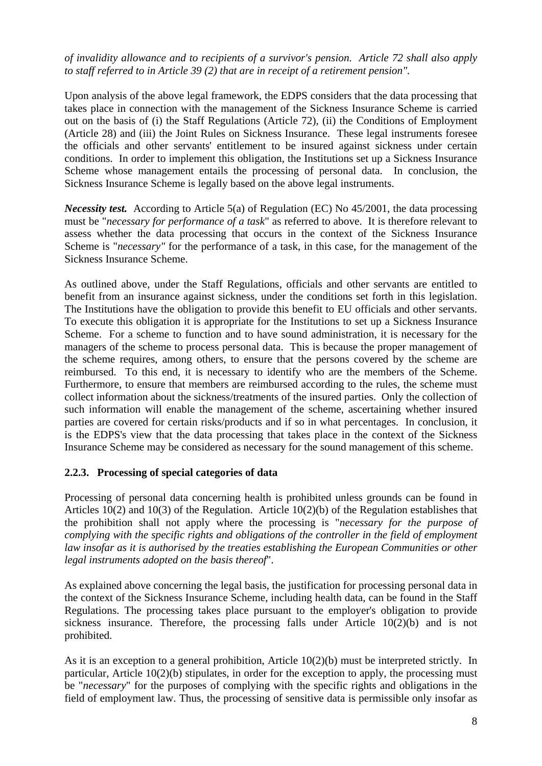*of invalidity allowance and to recipients of a survivor's pension. Article 72 shall also apply to staff referred to in Article 39 (2) that are in receipt of a retirement pension".*

Upon analysis of the above legal framework, the EDPS considers that the data processing that takes place in connection with the management of the Sickness Insurance Scheme is carried out on the basis of (i) the Staff Regulations (Article 72), (ii) the Conditions of Employment (Article 28) and (iii) the Joint Rules on Sickness Insurance. These legal instruments foresee the officials and other servants' entitlement to be insured against sickness under certain conditions. In order to implement this obligation, the Institutions set up a Sickness Insurance Scheme whose management entails the processing of personal data. In conclusion, the Sickness Insurance Scheme is legally based on the above legal instruments.

***Necessity test.*** According to Article 5(a) of Regulation (EC) No 45/2001, the data processing must be "*necessary for performance of a task*" as referred to above. It is therefore relevant to assess whether the data processing that occurs in the context of the Sickness Insurance Scheme is "*necessary"* for the performance of a task, in this case, for the management of the Sickness Insurance Scheme.

As outlined above, under the Staff Regulations, officials and other servants are entitled to benefit from an insurance against sickness, under the conditions set forth in this legislation. The Institutions have the obligation to provide this benefit to EU officials and other servants. To execute this obligation it is appropriate for the Institutions to set up a Sickness Insurance Scheme. For a scheme to function and to have sound administration, it is necessary for the managers of the scheme to process personal data. This is because the proper management of the scheme requires, among others, to ensure that the persons covered by the scheme are reimbursed. To this end, it is necessary to identify who are the members of the Scheme. Furthermore, to ensure that members are reimbursed according to the rules, the scheme must collect information about the sickness/treatments of the insured parties. Only the collection of such information will enable the management of the scheme, ascertaining whether insured parties are covered for certain risks/products and if so in what percentages. In conclusion, it is the EDPS's view that the data processing that takes place in the context of the Sickness Insurance Scheme may be considered as necessary for the sound management of this scheme.

### 2.2.3. Processing of special categories of data

Processing of personal data concerning health is prohibited unless grounds can be found in Articles 10(2) and 10(3) of the Regulation. Article 10(2)(b) of the Regulation establishes that the prohibition shall not apply where the processing is "*necessary for the purpose of complying with the specific rights and obligations of the controller in the field of employment law insofar as it is authorised by the treaties establishing the European Communities or other legal instruments adopted on the basis thereof*".

As explained above concerning the legal basis, the justification for processing personal data in the context of the Sickness Insurance Scheme, including health data, can be found in the Staff Regulations. The processing takes place pursuant to the employer's obligation to provide sickness insurance. Therefore, the processing falls under Article 10(2)(b) and is not prohibited.

As it is an exception to a general prohibition, Article 10(2)(b) must be interpreted strictly. In particular, Article 10(2)(b) stipulates, in order for the exception to apply, the processing must be "*necessary*" for the purposes of complying with the specific rights and obligations in the field of employment law. Thus, the processing of sensitive data is permissible only insofar as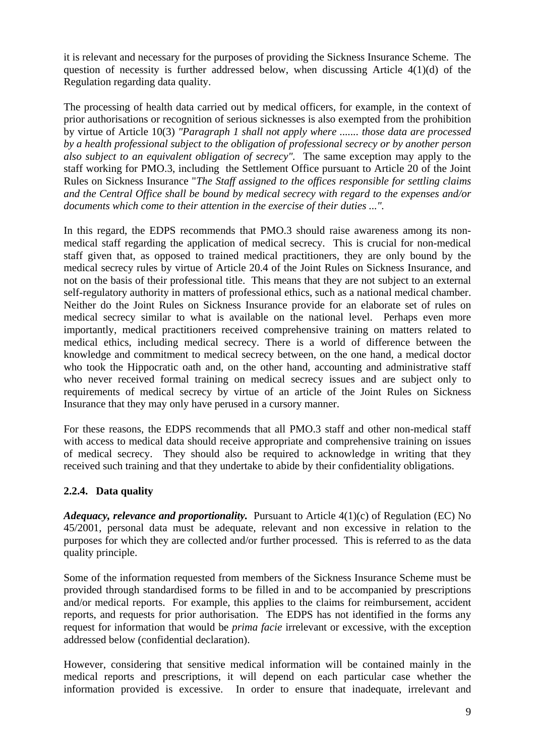it is relevant and necessary for the purposes of providing the Sickness Insurance Scheme. The question of necessity is further addressed below, when discussing Article 4(1)(d) of the Regulation regarding data quality.

The processing of health data carried out by medical officers, for example, in the context of prior authorisations or recognition of serious sicknesses is also exempted from the prohibition by virtue of Article 10(3) *"Paragraph 1 shall not apply where ....... those data are processed by a health professional subject to the obligation of professional secrecy or by another person also subject to an equivalent obligation of secrecy".* The same exception may apply to the staff working for PMO.3, including the Settlement Office pursuant to Article 20 of the Joint Rules on Sickness Insurance "*The Staff assigned to the offices responsible for settling claims and the Central Office shall be bound by medical secrecy with regard to the expenses and/or documents which come to their attention in the exercise of their duties ...".*

In this regard, the EDPS recommends that PMO.3 should raise awareness among its non-medical staff regarding the application of medical secrecy. This is crucial for non-medical staff given that, as opposed to trained medical practitioners, they are only bound by the medical secrecy rules by virtue of Article 20.4 of the Joint Rules on Sickness Insurance, and not on the basis of their professional title. This means that they are not subject to an external self-regulatory authority in matters of professional ethics, such as a national medical chamber. Neither do the Joint Rules on Sickness Insurance provide for an elaborate set of rules on medical secrecy similar to what is available on the national level. Perhaps even more importantly, medical practitioners received comprehensive training on matters related to medical ethics, including medical secrecy. There is a world of difference between the knowledge and commitment to medical secrecy between, on the one hand, a medical doctor who took the Hippocratic oath and, on the other hand, accounting and administrative staff who never received formal training on medical secrecy issues and are subject only to requirements of medical secrecy by virtue of an article of the Joint Rules on Sickness Insurance that they may only have perused in a cursory manner.

For these reasons, the EDPS recommends that all PMO.3 staff and other non-medical staff with access to medical data should receive appropriate and comprehensive training on issues of medical secrecy. They should also be required to acknowledge in writing that they received such training and that they undertake to abide by their confidentiality obligations.

### 2.2.4. Data quality

***Adequacy, relevance and proportionality.*** Pursuant to Article 4(1)(c) of Regulation (EC) No 45/2001, personal data must be adequate, relevant and non excessive in relation to the purposes for which they are collected and/or further processed. This is referred to as the data quality principle.

Some of the information requested from members of the Sickness Insurance Scheme must be provided through standardised forms to be filled in and to be accompanied by prescriptions and/or medical reports. For example, this applies to the claims for reimbursement, accident reports, and requests for prior authorisation. The EDPS has not identified in the forms any request for information that would be *prima facie* irrelevant or excessive, with the exception addressed below (confidential declaration).

However, considering that sensitive medical information will be contained mainly in the medical reports and prescriptions, it will depend on each particular case whether the information provided is excessive. In order to ensure that inadequate, irrelevant and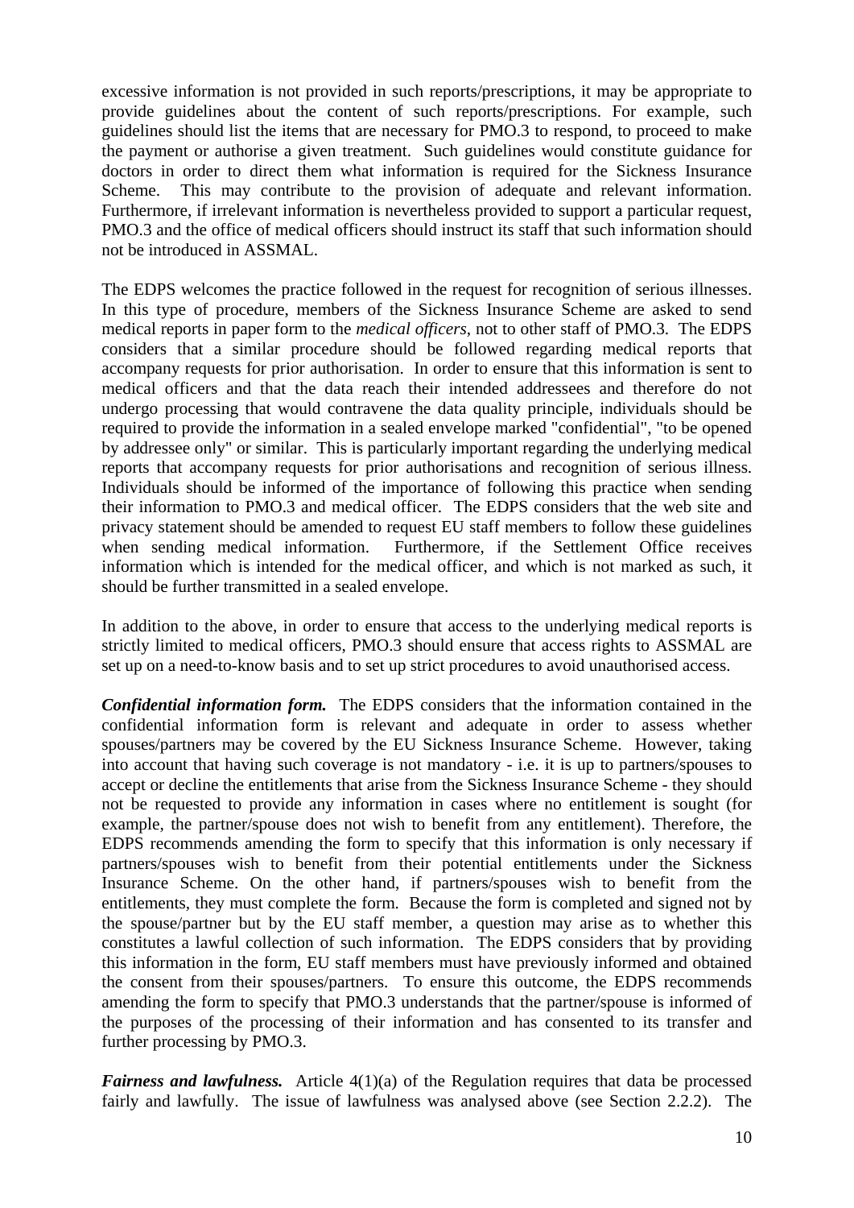excessive information is not provided in such reports/prescriptions, it may be appropriate to provide guidelines about the content of such reports/prescriptions. For example, such guidelines should list the items that are necessary for PMO.3 to respond, to proceed to make the payment or authorise a given treatment. Such guidelines would constitute guidance for doctors in order to direct them what information is required for the Sickness Insurance Scheme. This may contribute to the provision of adequate and relevant information. Furthermore, if irrelevant information is nevertheless provided to support a particular request, PMO.3 and the office of medical officers should instruct its staff that such information should not be introduced in ASSMAL.

The EDPS welcomes the practice followed in the request for recognition of serious illnesses. In this type of procedure, members of the Sickness Insurance Scheme are asked to send medical reports in paper form to the *medical officers*, not to other staff of PMO.3. The EDPS considers that a similar procedure should be followed regarding medical reports that accompany requests for prior authorisation. In order to ensure that this information is sent to medical officers and that the data reach their intended addressees and therefore do not undergo processing that would contravene the data quality principle, individuals should be required to provide the information in a sealed envelope marked "confidential", "to be opened by addressee only" or similar. This is particularly important regarding the underlying medical reports that accompany requests for prior authorisations and recognition of serious illness. Individuals should be informed of the importance of following this practice when sending their information to PMO.3 and medical officer. The EDPS considers that the web site and privacy statement should be amended to request EU staff members to follow these guidelines when sending medical information. Furthermore, if the Settlement Office receives information which is intended for the medical officer, and which is not marked as such, it should be further transmitted in a sealed envelope.

In addition to the above, in order to ensure that access to the underlying medical reports is strictly limited to medical officers, PMO.3 should ensure that access rights to ASSMAL are set up on a need-to-know basis and to set up strict procedures to avoid unauthorised access.

***Confidential information form.*** The EDPS considers that the information contained in the confidential information form is relevant and adequate in order to assess whether spouses/partners may be covered by the EU Sickness Insurance Scheme. However, taking into account that having such coverage is not mandatory - i.e. it is up to partners/spouses to accept or decline the entitlements that arise from the Sickness Insurance Scheme - they should not be requested to provide any information in cases where no entitlement is sought (for example, the partner/spouse does not wish to benefit from any entitlement). Therefore, the EDPS recommends amending the form to specify that this information is only necessary if partners/spouses wish to benefit from their potential entitlements under the Sickness Insurance Scheme. On the other hand, if partners/spouses wish to benefit from the entitlements, they must complete the form. Because the form is completed and signed not by the spouse/partner but by the EU staff member, a question may arise as to whether this constitutes a lawful collection of such information. The EDPS considers that by providing this information in the form, EU staff members must have previously informed and obtained the consent from their spouses/partners. To ensure this outcome, the EDPS recommends amending the form to specify that PMO.3 understands that the partner/spouse is informed of the purposes of the processing of their information and has consented to its transfer and further processing by PMO.3.

***Fairness and lawfulness.*** Article 4(1)(a) of the Regulation requires that data be processed fairly and lawfully. The issue of lawfulness was analysed above (see Section 2.2.2). The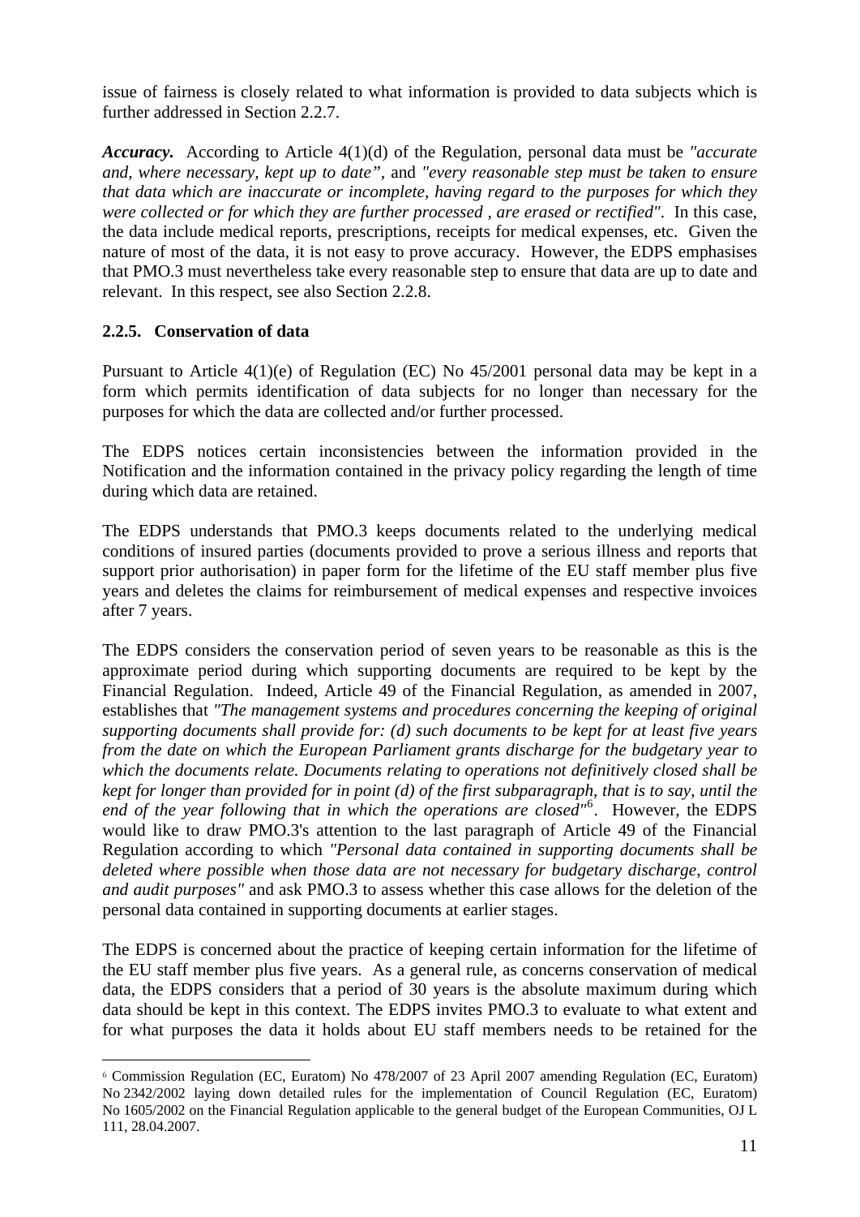issue of fairness is closely related to what information is provided to data subjects which is further addressed in Section 2.2.7.

***Accuracy.*** According to Article 4(1)(d) of the Regulation, personal data must be *"accurate and, where necessary, kept up to date"*, and *"every reasonable step must be taken to ensure that data which are inaccurate or incomplete, having regard to the purposes for which they were collected or for which they are further processed , are erased or rectified"*. In this case, the data include medical reports, prescriptions, receipts for medical expenses, etc. Given the nature of most of the data, it is not easy to prove accuracy. However, the EDPS emphasises that PMO.3 must nevertheless take every reasonable step to ensure that data are up to date and relevant. In this respect, see also Section 2.2.8.

### 2.2.5. Conservation of data

Pursuant to Article 4(1)(e) of Regulation (EC) No 45/2001 personal data may be kept in a form which permits identification of data subjects for no longer than necessary for the purposes for which the data are collected and/or further processed.

The EDPS notices certain inconsistencies between the information provided in the Notification and the information contained in the privacy policy regarding the length of time during which data are retained.

The EDPS understands that PMO.3 keeps documents related to the underlying medical conditions of insured parties (documents provided to prove a serious illness and reports that support prior authorisation) in paper form for the lifetime of the EU staff member plus five years and deletes the claims for reimbursement of medical expenses and respective invoices after 7 years.

The EDPS considers the conservation period of seven years to be reasonable as this is the approximate period during which supporting documents are required to be kept by the Financial Regulation. Indeed, Article 49 of the Financial Regulation, as amended in 2007, establishes that *"The management systems and procedures concerning the keeping of original supporting documents shall provide for: (d) such documents to be kept for at least five years from the date on which the European Parliament grants discharge for the budgetary year to which the documents relate. Documents relating to operations not definitively closed shall be kept for longer than provided for in point (d) of the first subparagraph, that is to say, until the end of the year following that in which the operations are closed"*[6]. However, the EDPS would like to draw PMO.3's attention to the last paragraph of Article 49 of the Financial Regulation according to which *"Personal data contained in supporting documents shall be deleted where possible when those data are not necessary for budgetary discharge, control and audit purposes"* and ask PMO.3 to assess whether this case allows for the deletion of the personal data contained in supporting documents at earlier stages.

The EDPS is concerned about the practice of keeping certain information for the lifetime of the EU staff member plus five years. As a general rule, as concerns conservation of medical data, the EDPS considers that a period of 30 years is the absolute maximum during which data should be kept in this context. The EDPS invites PMO.3 to evaluate to what extent and for what purposes the data it holds about EU staff members needs to be retained for the

---

[6] Commission Regulation (EC, Euratom) No 478/2007 of 23 April 2007 amending Regulation (EC, Euratom) No 2342/2002 laying down detailed rules for the implementation of Council Regulation (EC, Euratom) No 1605/2002 on the Financial Regulation applicable to the general budget of the European Communities, OJ L 111, 28.04.2007.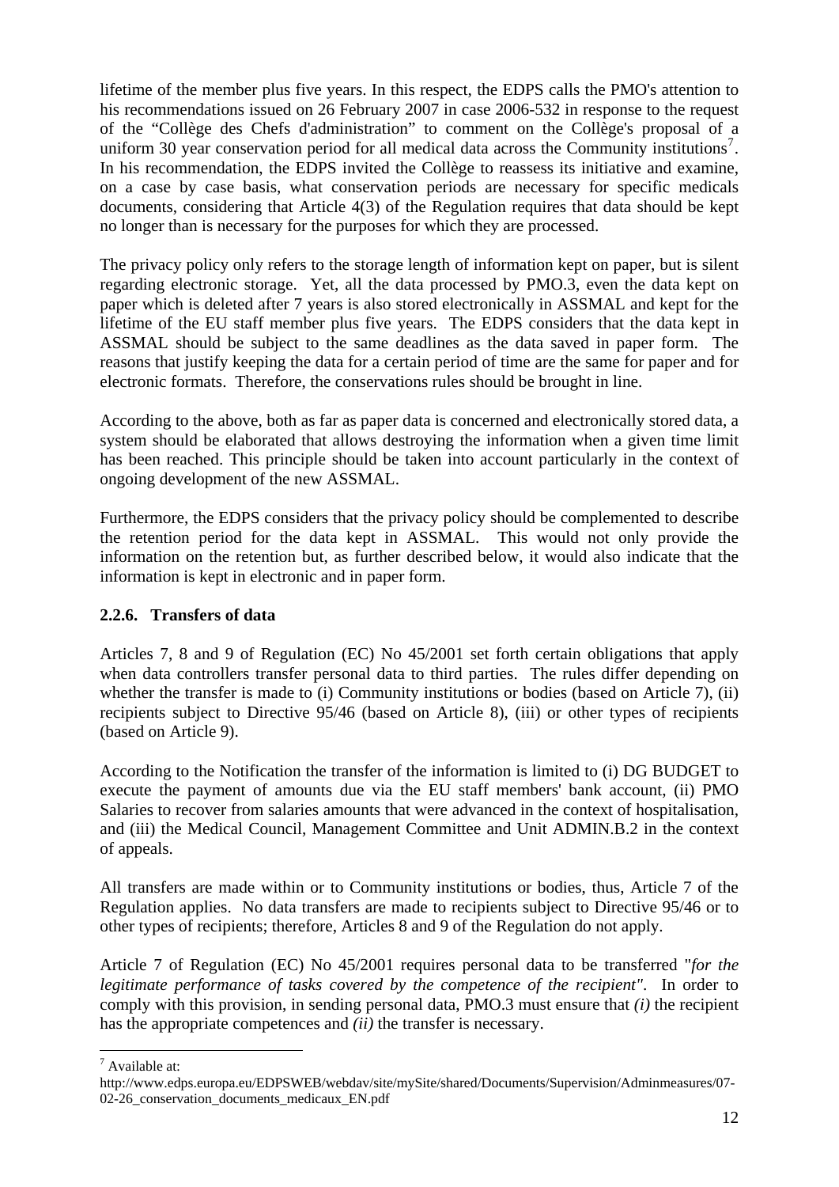lifetime of the member plus five years. In this respect, the EDPS calls the PMO's attention to his recommendations issued on 26 February 2007 in case 2006-532 in response to the request of the "Collège des Chefs d'administration" to comment on the Collège's proposal of a uniform 30 year conservation period for all medical data across the Community institutions[7]. In his recommendation, the EDPS invited the Collège to reassess its initiative and examine, on a case by case basis, what conservation periods are necessary for specific medicals documents, considering that Article 4(3) of the Regulation requires that data should be kept no longer than is necessary for the purposes for which they are processed.

The privacy policy only refers to the storage length of information kept on paper, but is silent regarding electronic storage. Yet, all the data processed by PMO.3, even the data kept on paper which is deleted after 7 years is also stored electronically in ASSMAL and kept for the lifetime of the EU staff member plus five years. The EDPS considers that the data kept in ASSMAL should be subject to the same deadlines as the data saved in paper form. The reasons that justify keeping the data for a certain period of time are the same for paper and for electronic formats. Therefore, the conservations rules should be brought in line.

According to the above, both as far as paper data is concerned and electronically stored data, a system should be elaborated that allows destroying the information when a given time limit has been reached. This principle should be taken into account particularly in the context of ongoing development of the new ASSMAL.

Furthermore, the EDPS considers that the privacy policy should be complemented to describe the retention period for the data kept in ASSMAL. This would not only provide the information on the retention but, as further described below, it would also indicate that the information is kept in electronic and in paper form.

### 2.2.6. Transfers of data

Articles 7, 8 and 9 of Regulation (EC) No 45/2001 set forth certain obligations that apply when data controllers transfer personal data to third parties. The rules differ depending on whether the transfer is made to (i) Community institutions or bodies (based on Article 7), (ii) recipients subject to Directive 95/46 (based on Article 8), (iii) or other types of recipients (based on Article 9).

According to the Notification the transfer of the information is limited to (i) DG BUDGET to execute the payment of amounts due via the EU staff members' bank account, (ii) PMO Salaries to recover from salaries amounts that were advanced in the context of hospitalisation, and (iii) the Medical Council, Management Committee and Unit ADMIN.B.2 in the context of appeals.

All transfers are made within or to Community institutions or bodies, thus, Article 7 of the Regulation applies. No data transfers are made to recipients subject to Directive 95/46 or to other types of recipients; therefore, Articles 8 and 9 of the Regulation do not apply.

Article 7 of Regulation (EC) No 45/2001 requires personal data to be transferred "*for the legitimate performance of tasks covered by the competence of the recipient"*. In order to comply with this provision, in sending personal data, PMO.3 must ensure that *(i)* the recipient has the appropriate competences and *(ii)* the transfer is necessary.

---

[7] Available at:
http://www.edps.europa.eu/EDPSWEB/webdav/site/mySite/shared/Documents/Supervision/Adminmeasures/07-02-26_conservation_documents_medicaux_EN.pdf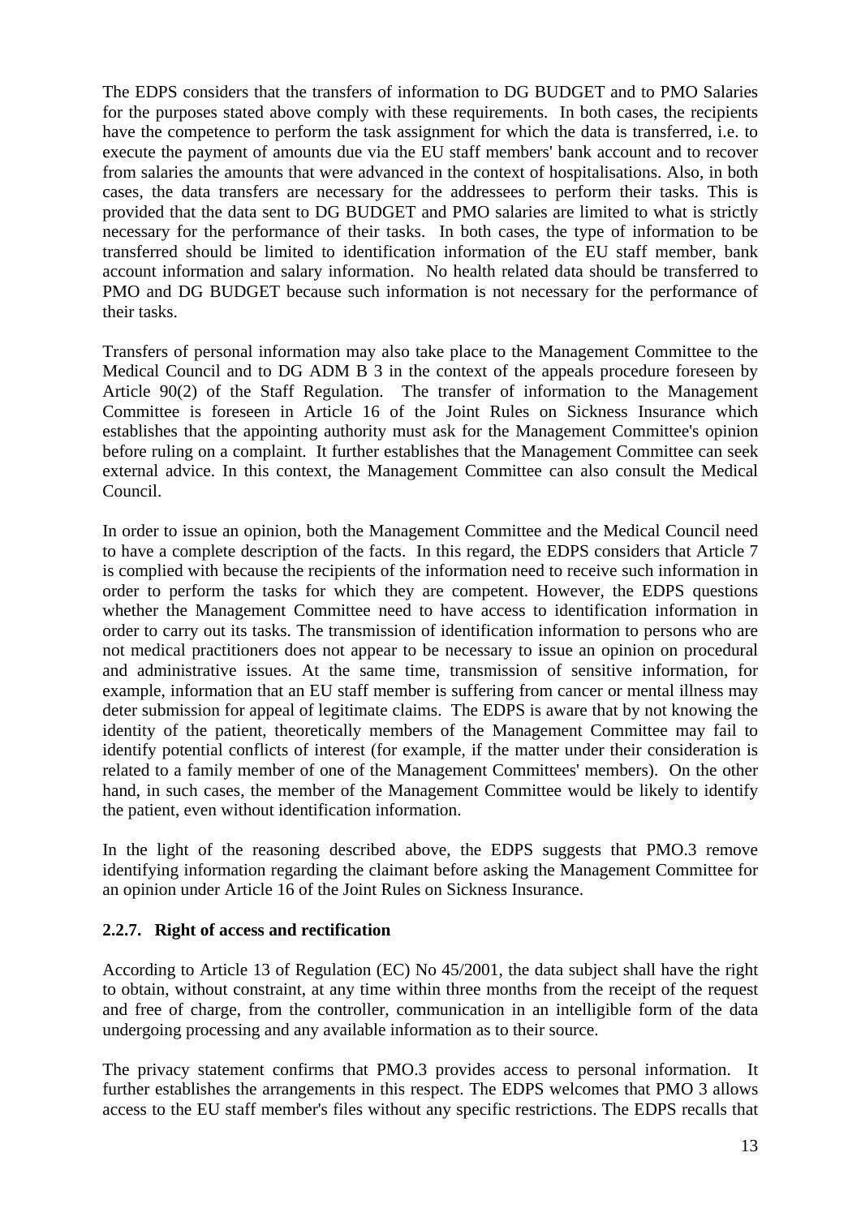The EDPS considers that the transfers of information to DG BUDGET and to PMO Salaries for the purposes stated above comply with these requirements. In both cases, the recipients have the competence to perform the task assignment for which the data is transferred, i.e. to execute the payment of amounts due via the EU staff members' bank account and to recover from salaries the amounts that were advanced in the context of hospitalisations. Also, in both cases, the data transfers are necessary for the addressees to perform their tasks. This is provided that the data sent to DG BUDGET and PMO salaries are limited to what is strictly necessary for the performance of their tasks. In both cases, the type of information to be transferred should be limited to identification information of the EU staff member, bank account information and salary information. No health related data should be transferred to PMO and DG BUDGET because such information is not necessary for the performance of their tasks.

Transfers of personal information may also take place to the Management Committee to the Medical Council and to DG ADM B 3 in the context of the appeals procedure foreseen by Article 90(2) of the Staff Regulation. The transfer of information to the Management Committee is foreseen in Article 16 of the Joint Rules on Sickness Insurance which establishes that the appointing authority must ask for the Management Committee's opinion before ruling on a complaint. It further establishes that the Management Committee can seek external advice. In this context, the Management Committee can also consult the Medical Council.

In order to issue an opinion, both the Management Committee and the Medical Council need to have a complete description of the facts. In this regard, the EDPS considers that Article 7 is complied with because the recipients of the information need to receive such information in order to perform the tasks for which they are competent. However, the EDPS questions whether the Management Committee need to have access to identification information in order to carry out its tasks. The transmission of identification information to persons who are not medical practitioners does not appear to be necessary to issue an opinion on procedural and administrative issues. At the same time, transmission of sensitive information, for example, information that an EU staff member is suffering from cancer or mental illness may deter submission for appeal of legitimate claims. The EDPS is aware that by not knowing the identity of the patient, theoretically members of the Management Committee may fail to identify potential conflicts of interest (for example, if the matter under their consideration is related to a family member of one of the Management Committees' members). On the other hand, in such cases, the member of the Management Committee would be likely to identify the patient, even without identification information.

In the light of the reasoning described above, the EDPS suggests that PMO.3 remove identifying information regarding the claimant before asking the Management Committee for an opinion under Article 16 of the Joint Rules on Sickness Insurance.

### 2.2.7. Right of access and rectification

According to Article 13 of Regulation (EC) No 45/2001, the data subject shall have the right to obtain, without constraint, at any time within three months from the receipt of the request and free of charge, from the controller, communication in an intelligible form of the data undergoing processing and any available information as to their source.

The privacy statement confirms that PMO.3 provides access to personal information. It further establishes the arrangements in this respect. The EDPS welcomes that PMO 3 allows access to the EU staff member's files without any specific restrictions. The EDPS recalls that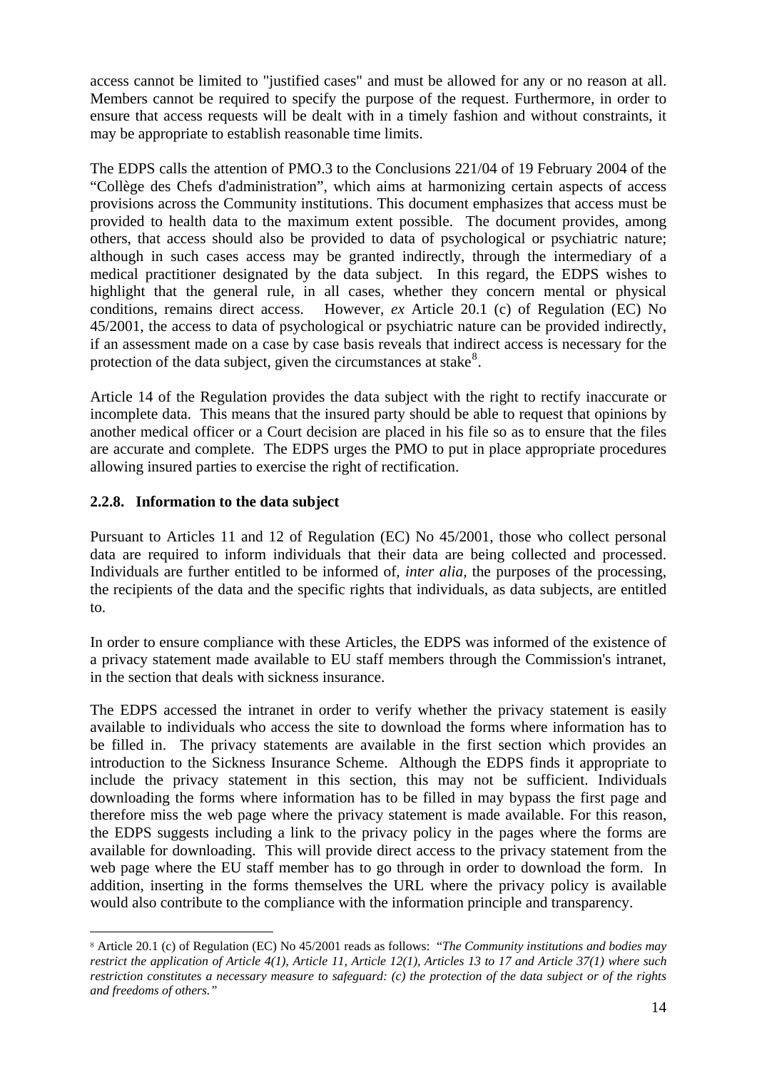access cannot be limited to "justified cases" and must be allowed for any or no reason at all. Members cannot be required to specify the purpose of the request. Furthermore, in order to ensure that access requests will be dealt with in a timely fashion and without constraints, it may be appropriate to establish reasonable time limits.

The EDPS calls the attention of PMO.3 to the Conclusions 221/04 of 19 February 2004 of the "Collège des Chefs d'administration", which aims at harmonizing certain aspects of access provisions across the Community institutions. This document emphasizes that access must be provided to health data to the maximum extent possible. The document provides, among others, that access should also be provided to data of psychological or psychiatric nature; although in such cases access may be granted indirectly, through the intermediary of a medical practitioner designated by the data subject. In this regard, the EDPS wishes to highlight that the general rule, in all cases, whether they concern mental or physical conditions, remains direct access. However, *ex* Article 20.1 (c) of Regulation (EC) No 45/2001, the access to data of psychological or psychiatric nature can be provided indirectly, if an assessment made on a case by case basis reveals that indirect access is necessary for the protection of the data subject, given the circumstances at stake[8].

Article 14 of the Regulation provides the data subject with the right to rectify inaccurate or incomplete data. This means that the insured party should be able to request that opinions by another medical officer or a Court decision are placed in his file so as to ensure that the files are accurate and complete. The EDPS urges the PMO to put in place appropriate procedures allowing insured parties to exercise the right of rectification.

#### 2.2.8. Information to the data subject

Pursuant to Articles 11 and 12 of Regulation (EC) No 45/2001, those who collect personal data are required to inform individuals that their data are being collected and processed. Individuals are further entitled to be informed of, *inter alia,* the purposes of the processing, the recipients of the data and the specific rights that individuals, as data subjects, are entitled to.

In order to ensure compliance with these Articles, the EDPS was informed of the existence of a privacy statement made available to EU staff members through the Commission's intranet, in the section that deals with sickness insurance.

The EDPS accessed the intranet in order to verify whether the privacy statement is easily available to individuals who access the site to download the forms where information has to be filled in. The privacy statements are available in the first section which provides an introduction to the Sickness Insurance Scheme. Although the EDPS finds it appropriate to include the privacy statement in this section, this may not be sufficient. Individuals downloading the forms where information has to be filled in may bypass the first page and therefore miss the web page where the privacy statement is made available. For this reason, the EDPS suggests including a link to the privacy policy in the pages where the forms are available for downloading. This will provide direct access to the privacy statement from the web page where the EU staff member has to go through in order to download the form. In addition, inserting in the forms themselves the URL where the privacy policy is available would also contribute to the compliance with the information principle and transparency.

---

[8] Article 20.1 (c) of Regulation (EC) No 45/2001 reads as follows: *"The Community institutions and bodies may restrict the application of Article 4(1), Article 11, Article 12(1), Articles 13 to 17 and Article 37(1) where such restriction constitutes a necessary measure to safeguard: (c) the protection of the data subject or of the rights and freedoms of others."*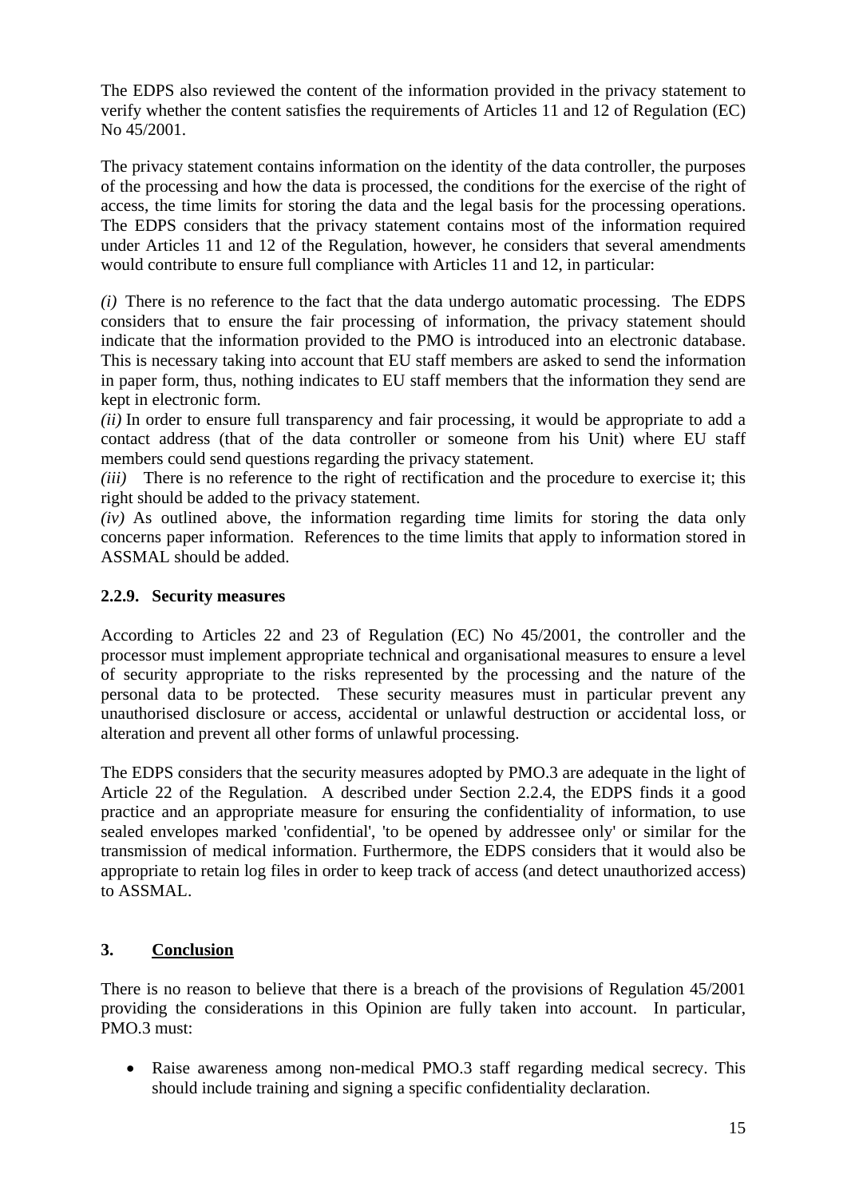The EDPS also reviewed the content of the information provided in the privacy statement to verify whether the content satisfies the requirements of Articles 11 and 12 of Regulation (EC) No 45/2001.

The privacy statement contains information on the identity of the data controller, the purposes of the processing and how the data is processed, the conditions for the exercise of the right of access, the time limits for storing the data and the legal basis for the processing operations. The EDPS considers that the privacy statement contains most of the information required under Articles 11 and 12 of the Regulation, however, he considers that several amendments would contribute to ensure full compliance with Articles 11 and 12, in particular:

*(i)* There is no reference to the fact that the data undergo automatic processing. The EDPS considers that to ensure the fair processing of information, the privacy statement should indicate that the information provided to the PMO is introduced into an electronic database. This is necessary taking into account that EU staff members are asked to send the information in paper form, thus, nothing indicates to EU staff members that the information they send are kept in electronic form.

*(ii)* In order to ensure full transparency and fair processing, it would be appropriate to add a contact address (that of the data controller or someone from his Unit) where EU staff members could send questions regarding the privacy statement.

*(iii)* There is no reference to the right of rectification and the procedure to exercise it; this right should be added to the privacy statement.

*(iv)* As outlined above, the information regarding time limits for storing the data only concerns paper information. References to the time limits that apply to information stored in ASSMAL should be added.

### 2.2.9. Security measures

According to Articles 22 and 23 of Regulation (EC) No 45/2001, the controller and the processor must implement appropriate technical and organisational measures to ensure a level of security appropriate to the risks represented by the processing and the nature of the personal data to be protected. These security measures must in particular prevent any unauthorised disclosure or access, accidental or unlawful destruction or accidental loss, or alteration and prevent all other forms of unlawful processing.

The EDPS considers that the security measures adopted by PMO.3 are adequate in the light of Article 22 of the Regulation. A described under Section 2.2.4, the EDPS finds it a good practice and an appropriate measure for ensuring the confidentiality of information, to use sealed envelopes marked 'confidential', 'to be opened by addressee only' or similar for the transmission of medical information. Furthermore, the EDPS considers that it would also be appropriate to retain log files in order to keep track of access (and detect unauthorized access) to ASSMAL.

## 3. Conclusion

There is no reason to believe that there is a breach of the provisions of Regulation 45/2001 providing the considerations in this Opinion are fully taken into account. In particular, PMO.3 must:

- Raise awareness among non-medical PMO.3 staff regarding medical secrecy. This should include training and signing a specific confidentiality declaration.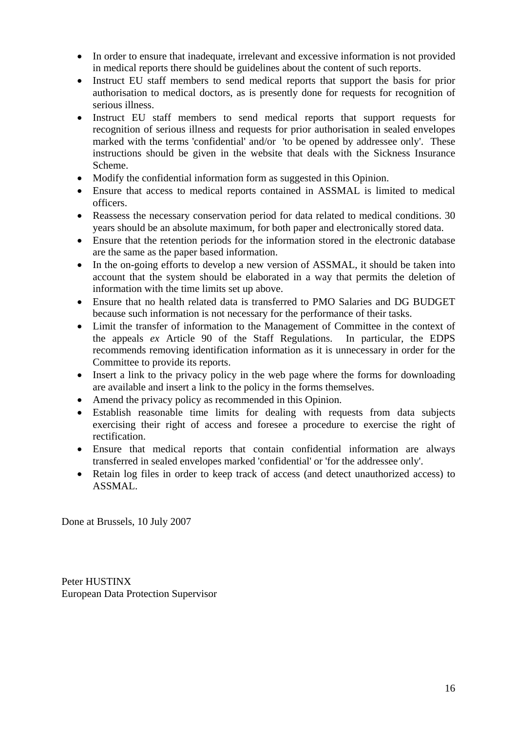- In order to ensure that inadequate, irrelevant and excessive information is not provided in medical reports there should be guidelines about the content of such reports.
- Instruct EU staff members to send medical reports that support the basis for prior authorisation to medical doctors, as is presently done for requests for recognition of serious illness.
- Instruct EU staff members to send medical reports that support requests for recognition of serious illness and requests for prior authorisation in sealed envelopes marked with the terms 'confidential' and/or 'to be opened by addressee only'. These instructions should be given in the website that deals with the Sickness Insurance Scheme.
- Modify the confidential information form as suggested in this Opinion.
- Ensure that access to medical reports contained in ASSMAL is limited to medical officers.
- Reassess the necessary conservation period for data related to medical conditions. 30 years should be an absolute maximum, for both paper and electronically stored data.
- Ensure that the retention periods for the information stored in the electronic database are the same as the paper based information.
- In the on-going efforts to develop a new version of ASSMAL, it should be taken into account that the system should be elaborated in a way that permits the deletion of information with the time limits set up above.
- Ensure that no health related data is transferred to PMO Salaries and DG BUDGET because such information is not necessary for the performance of their tasks.
- Limit the transfer of information to the Management of Committee in the context of the appeals *ex* Article 90 of the Staff Regulations. In particular, the EDPS recommends removing identification information as it is unnecessary in order for the Committee to provide its reports.
- Insert a link to the privacy policy in the web page where the forms for downloading are available and insert a link to the policy in the forms themselves.
- Amend the privacy policy as recommended in this Opinion.
- Establish reasonable time limits for dealing with requests from data subjects exercising their right of access and foresee a procedure to exercise the right of rectification.
- Ensure that medical reports that contain confidential information are always transferred in sealed envelopes marked 'confidential' or 'for the addressee only'.
- Retain log files in order to keep track of access (and detect unauthorized access) to ASSMAL.

Done at Brussels, 10 July 2007

Peter HUSTINX
European Data Protection Supervisor